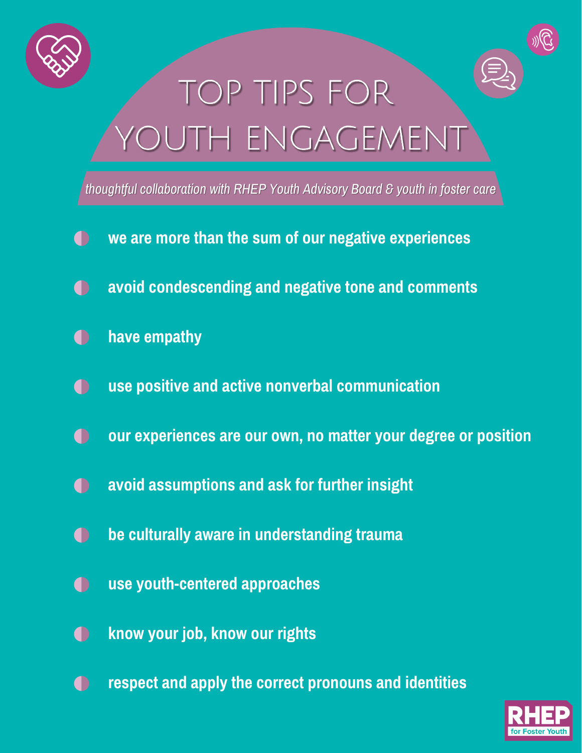# TOP TIPS FOR YOUTH ENGAGEMENT

*thoughtful collaboration with RHEP Youth Advisory Board & youth in foster care*

- **we are more than the sum of our negative experiences**
- **avoid condescending and negative tone and comments**
- **have empathy**
- **use positive and active nonverbal communication**
- **our experiences are our own, no matter your degree or position**
- **avoid assumptions and ask for further insight**
- **be culturally aware in understanding trauma**
- **use youth-centered approaches**
- **know your job, know our rights**
- **respect and apply the correct pronouns and identities**

RHEP for Foster Youth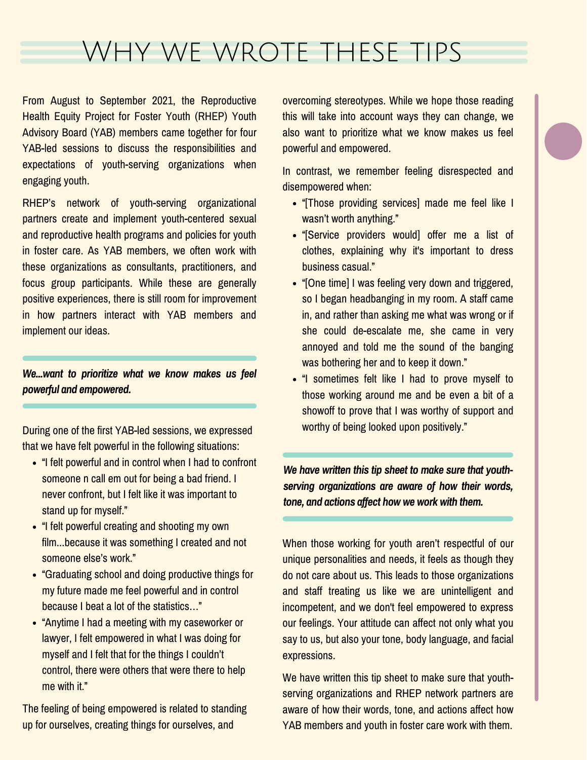# Why we wrote these tips

From August to September 2021, the Reproductive Health Equity Project for Foster Youth (RHEP) Youth Advisory Board (YAB) members came together for four YAB-led sessions to discuss the responsibilities and expectations of youth-serving organizations when engaging youth.

RHEP's network of youth-serving organizational partners create and implement youth-centered sexual and reproductive health programs and policies for youth in foster care. As YAB members, we often work with these organizations as consultants, practitioners, and focus group participants. While these are generally positive experiences, there is still room for improvement in how partners interact with YAB members and implement our ideas.

***We...want to prioritize what we know makes us feel powerful and empowered.***

During one of the first YAB-led sessions, we expressed that we have felt powerful in the following situations:

- "I felt powerful and in control when I had to confront someone n call em out for being a bad friend. I never confront, but I felt like it was important to stand up for myself."
- "I felt powerful creating and shooting my own film...because it was something I created and not someone else's work."
- "Graduating school and doing productive things for my future made me feel powerful and in control because I beat a lot of the statistics…"
- "Anytime I had a meeting with my caseworker or lawyer, I felt empowered in what I was doing for myself and I felt that for the things I couldn't control, there were others that were there to help me with it."

The feeling of being empowered is related to standing up for ourselves, creating things for ourselves, and overcoming stereotypes. While we hope those reading this will take into account ways they can change, we also want to prioritize what we know makes us feel powerful and empowered.

In contrast, we remember feeling disrespected and disempowered when:

- "[Those providing services] made me feel like I wasn't worth anything."
- "[Service providers would] offer me a list of clothes, explaining why it's important to dress business casual."
- "[One time] I was feeling very down and triggered, so I began headbanging in my room. A staff came in, and rather than asking me what was wrong or if she could de-escalate me, she came in very annoyed and told me the sound of the banging was bothering her and to keep it down."
- "I sometimes felt like I had to prove myself to those working around me and be even a bit of a showoff to prove that I was worthy of support and worthy of being looked upon positively."

***We have written this tip sheet to make sure that youth-serving organizations are aware of how their words, tone, and actions affect how we work with them.***

When those working for youth aren't respectful of our unique personalities and needs, it feels as though they do not care about us. This leads to those organizations and staff treating us like we are unintelligent and incompetent, and we don't feel empowered to express our feelings. Your attitude can affect not only what you say to us, but also your tone, body language, and facial expressions.

We have written this tip sheet to make sure that youth-serving organizations and RHEP network partners are aware of how their words, tone, and actions affect how YAB members and youth in foster care work with them.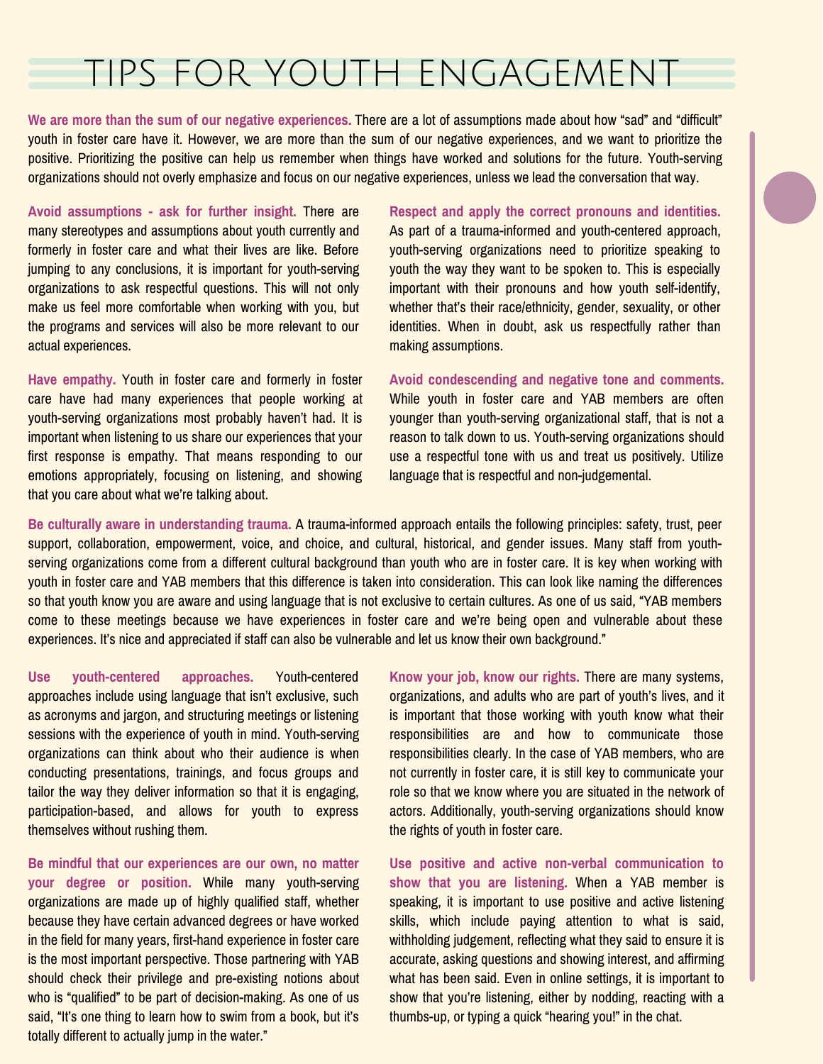# TIPS FOR YOUTH ENGAGEMENT

**We are more than the sum of our negative experiences.** There are a lot of assumptions made about how "sad" and "difficult" youth in foster care have it. However, we are more than the sum of our negative experiences, and we want to prioritize the positive. Prioritizing the positive can help us remember when things have worked and solutions for the future. Youth-serving organizations should not overly emphasize and focus on our negative experiences, unless we lead the conversation that way.

**Avoid assumptions - ask for further insight.** There are many stereotypes and assumptions about youth currently and formerly in foster care and what their lives are like. Before jumping to any conclusions, it is important for youth-serving organizations to ask respectful questions. This will not only make us feel more comfortable when working with you, but the programs and services will also be more relevant to our actual experiences.

**Have empathy.** Youth in foster care and formerly in foster care have had many experiences that people working at youth-serving organizations most probably haven't had. It is important when listening to us share our experiences that your first response is empathy. That means responding to our emotions appropriately, focusing on listening, and showing that you care about what we're talking about.

**Respect and apply the correct pronouns and identities.** As part of a trauma-informed and youth-centered approach, youth-serving organizations need to prioritize speaking to youth the way they want to be spoken to. This is especially important with their pronouns and how youth self-identify, whether that's their race/ethnicity, gender, sexuality, or other identities. When in doubt, ask us respectfully rather than making assumptions.

**Avoid condescending and negative tone and comments.** While youth in foster care and YAB members are often younger than youth-serving organizational staff, that is not a reason to talk down to us. Youth-serving organizations should use a respectful tone with us and treat us positively. Utilize language that is respectful and non-judgemental.

**Be culturally aware in understanding trauma.** A trauma-informed approach entails the following principles: safety, trust, peer support, collaboration, empowerment, voice, and choice, and cultural, historical, and gender issues. Many staff from youth-serving organizations come from a different cultural background than youth who are in foster care. It is key when working with youth in foster care and YAB members that this difference is taken into consideration. This can look like naming the differences so that youth know you are aware and using language that is not exclusive to certain cultures. As one of us said, "YAB members come to these meetings because we have experiences in foster care and we're being open and vulnerable about these experiences. It's nice and appreciated if staff can also be vulnerable and let us know their own background."

**Use youth-centered approaches.** Youth-centered approaches include using language that isn't exclusive, such as acronyms and jargon, and structuring meetings or listening sessions with the experience of youth in mind. Youth-serving organizations can think about who their audience is when conducting presentations, trainings, and focus groups and tailor the way they deliver information so that it is engaging, participation-based, and allows for youth to express themselves without rushing them.

**Be mindful that our experiences are our own, no matter your degree or position.** While many youth-serving organizations are made up of highly qualified staff, whether because they have certain advanced degrees or have worked in the field for many years, first-hand experience in foster care is the most important perspective. Those partnering with YAB should check their privilege and pre-existing notions about who is "qualified" to be part of decision-making. As one of us said, "It's one thing to learn how to swim from a book, but it's totally different to actually jump in the water."

**Know your job, know our rights.** There are many systems, organizations, and adults who are part of youth's lives, and it is important that those working with youth know what their responsibilities are and how to communicate those responsibilities clearly. In the case of YAB members, who are not currently in foster care, it is still key to communicate your role so that we know where you are situated in the network of actors. Additionally, youth-serving organizations should know the rights of youth in foster care.

**Use positive and active non-verbal communication to show that you are listening.** When a YAB member is speaking, it is important to use positive and active listening skills, which include paying attention to what is said, withholding judgement, reflecting what they said to ensure it is accurate, asking questions and showing interest, and affirming what has been said. Even in online settings, it is important to show that you're listening, either by nodding, reacting with a thumbs-up, or typing a quick "hearing you!" in the chat.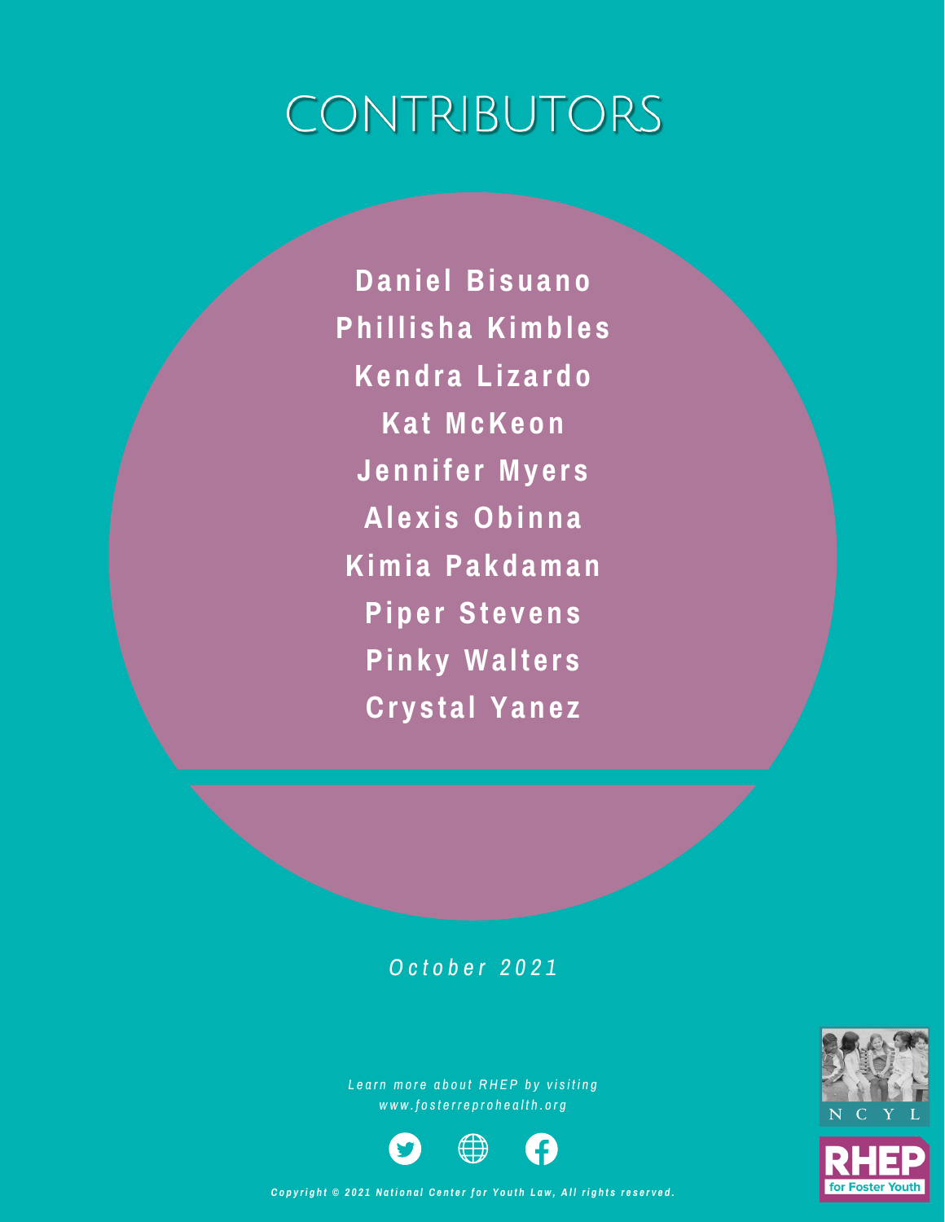# CONTRIBUTORS

**Daniel Bisuano**

**Phillisha Kimbles**

**Kendra Lizardo**

**Kat McKeon**

**Jennifer Myers**

**Alexis Obinna**

**Kimia Pakdaman**

**Piper Stevens**

**Pinky Walters**

**Crystal Yanez**

*October 2021*

*Learn more about RHEP by visiting www.fosterreprohealth.org*

NCYL

RHEP for Foster Youth

***Copyright © 2021 National Center for Youth Law, All rights reserved.***